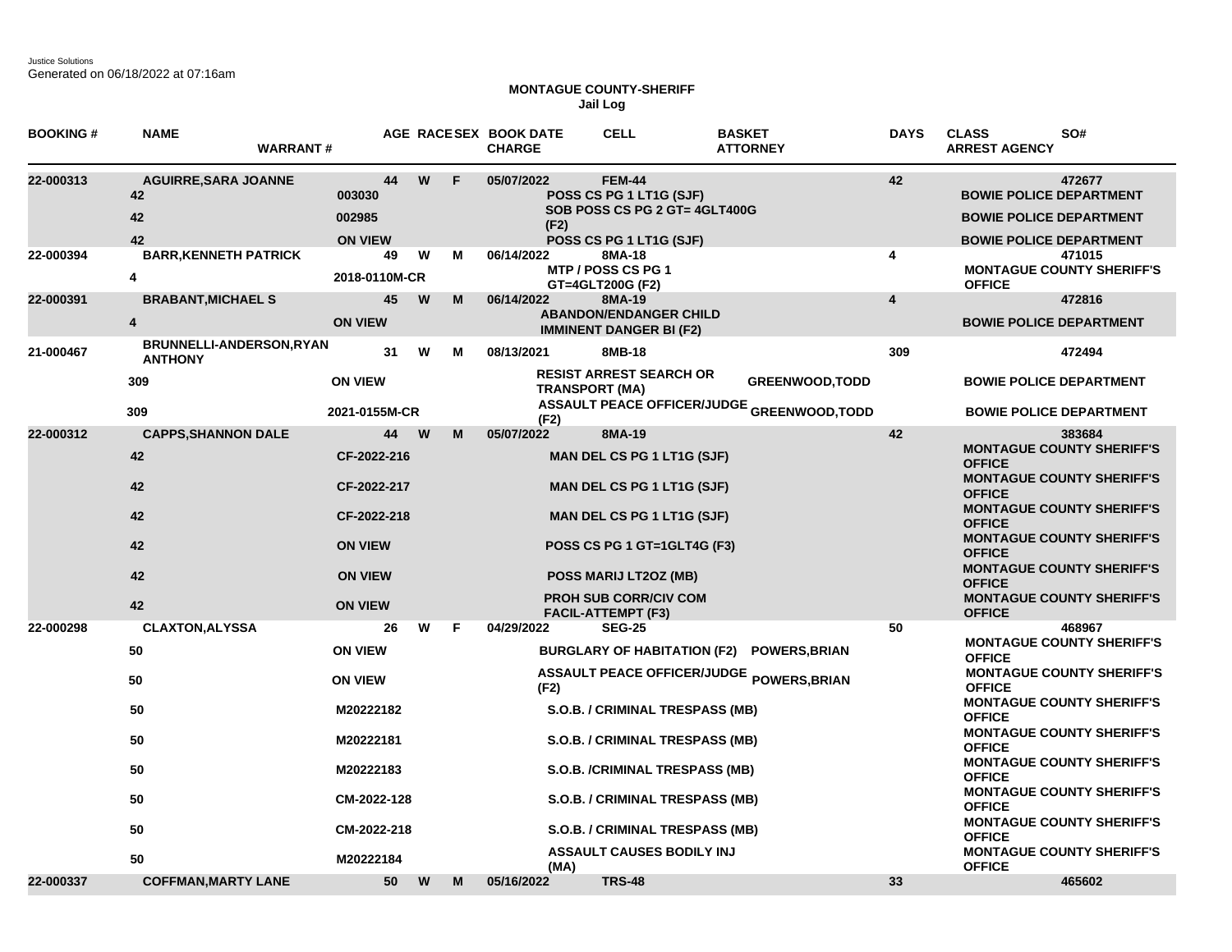Justice Solutions
Generated on 06/18/2022 at 07:16am

**MONTAGUE COUNTY-SHERIFF**
**Jail Log**

| BOOKING # | NAME / DAYS | WARRANT # | AGE | RACE | SEX | BOOK DATE / CHARGE | CELL | BASKET / ATTORNEY | DAYS | CLASS / ARREST AGENCY | SO# |
|---|---|---|---|---|---|---|---|---|---|---|---|
| 22-000313 | AGUIRRE,SARA JOANNE | | 44 | W | F | 05/07/2022 | FEM-44 | | 42 | | 472677 |
| | 42 | 003030 | | | | POSS CS PG 1 LT1G (SJF) | | | | BOWIE POLICE DEPARTMENT | |
| | 42 | 002985 | | | | SOB POSS CS PG 2 GT= 4GLT400G (F2) | | | | BOWIE POLICE DEPARTMENT | |
| | 42 | ON VIEW | | | | POSS CS PG 1 LT1G (SJF) | | | | BOWIE POLICE DEPARTMENT | |
| 22-000394 | BARR,KENNETH PATRICK | | 49 | W | M | 06/14/2022 | 8MA-18 | | 4 | | 471015 |
| | 4 | 2018-0110M-CR | | | | MTP / POSS CS PG 1 GT=4GLT200G (F2) | | | | MONTAGUE COUNTY SHERIFF'S OFFICE | |
| 22-000391 | BRABANT,MICHAEL S | | 45 | W | M | 06/14/2022 | 8MA-19 | | 4 | | 472816 |
| | 4 | ON VIEW | | | | ABANDON/ENDANGER CHILD IMMINENT DANGER BI (F2) | | | | BOWIE POLICE DEPARTMENT | |
| 21-000467 | BRUNNELLI-ANDERSON,RYAN ANTHONY | | 31 | W | M | 08/13/2021 | 8MB-18 | | 309 | | 472494 |
| | 309 | ON VIEW | | | | RESIST ARREST SEARCH OR TRANSPORT (MA) | | GREENWOOD,TODD | | BOWIE POLICE DEPARTMENT | |
| | 309 | 2021-0155M-CR | | | | ASSAULT PEACE OFFICER/JUDGE (F2) | | GREENWOOD,TODD | | BOWIE POLICE DEPARTMENT | |
| 22-000312 | CAPPS,SHANNON DALE | | 44 | W | M | 05/07/2022 | 8MA-19 | | 42 | | 383684 |
| | 42 | CF-2022-216 | | | | MAN DEL CS PG 1 LT1G (SJF) | | | | MONTAGUE COUNTY SHERIFF'S OFFICE | |
| | 42 | CF-2022-217 | | | | MAN DEL CS PG 1 LT1G (SJF) | | | | MONTAGUE COUNTY SHERIFF'S OFFICE | |
| | 42 | CF-2022-218 | | | | MAN DEL CS PG 1 LT1G (SJF) | | | | MONTAGUE COUNTY SHERIFF'S OFFICE | |
| | 42 | ON VIEW | | | | POSS CS PG 1 GT=1GLT4G (F3) | | | | MONTAGUE COUNTY SHERIFF'S OFFICE | |
| | 42 | ON VIEW | | | | POSS MARIJ LT2OZ (MB) | | | | MONTAGUE COUNTY SHERIFF'S OFFICE | |
| | 42 | ON VIEW | | | | PROH SUB CORR/CIV COM FACIL-ATTEMPT (F3) | | | | MONTAGUE COUNTY SHERIFF'S OFFICE | |
| 22-000298 | CLAXTON,ALYSSA | | 26 | W | F | 04/29/2022 | SEG-25 | | 50 | | 468967 |
| | 50 | ON VIEW | | | | BURGLARY OF HABITATION (F2) | | POWERS,BRIAN | | MONTAGUE COUNTY SHERIFF'S OFFICE | |
| | 50 | ON VIEW | | | | ASSAULT PEACE OFFICER/JUDGE (F2) | | POWERS,BRIAN | | MONTAGUE COUNTY SHERIFF'S OFFICE | |
| | 50 | M20222182 | | | | S.O.B. / CRIMINAL TRESPASS (MB) | | | | MONTAGUE COUNTY SHERIFF'S OFFICE | |
| | 50 | M20222181 | | | | S.O.B. / CRIMINAL TRESPASS (MB) | | | | MONTAGUE COUNTY SHERIFF'S OFFICE | |
| | 50 | M20222183 | | | | S.O.B. /CRIMINAL TRESPASS (MB) | | | | MONTAGUE COUNTY SHERIFF'S OFFICE | |
| | 50 | CM-2022-128 | | | | S.O.B. / CRIMINAL TRESPASS (MB) | | | | MONTAGUE COUNTY SHERIFF'S OFFICE | |
| | 50 | CM-2022-218 | | | | S.O.B. / CRIMINAL TRESPASS (MB) | | | | MONTAGUE COUNTY SHERIFF'S OFFICE | |
| | 50 | M20222184 | | | | ASSAULT CAUSES BODILY INJ (MA) | | | | MONTAGUE COUNTY SHERIFF'S OFFICE | |
| 22-000337 | COFFMAN,MARTY LANE | | 50 | W | M | 05/16/2022 | TRS-48 | | 33 | | 465602 |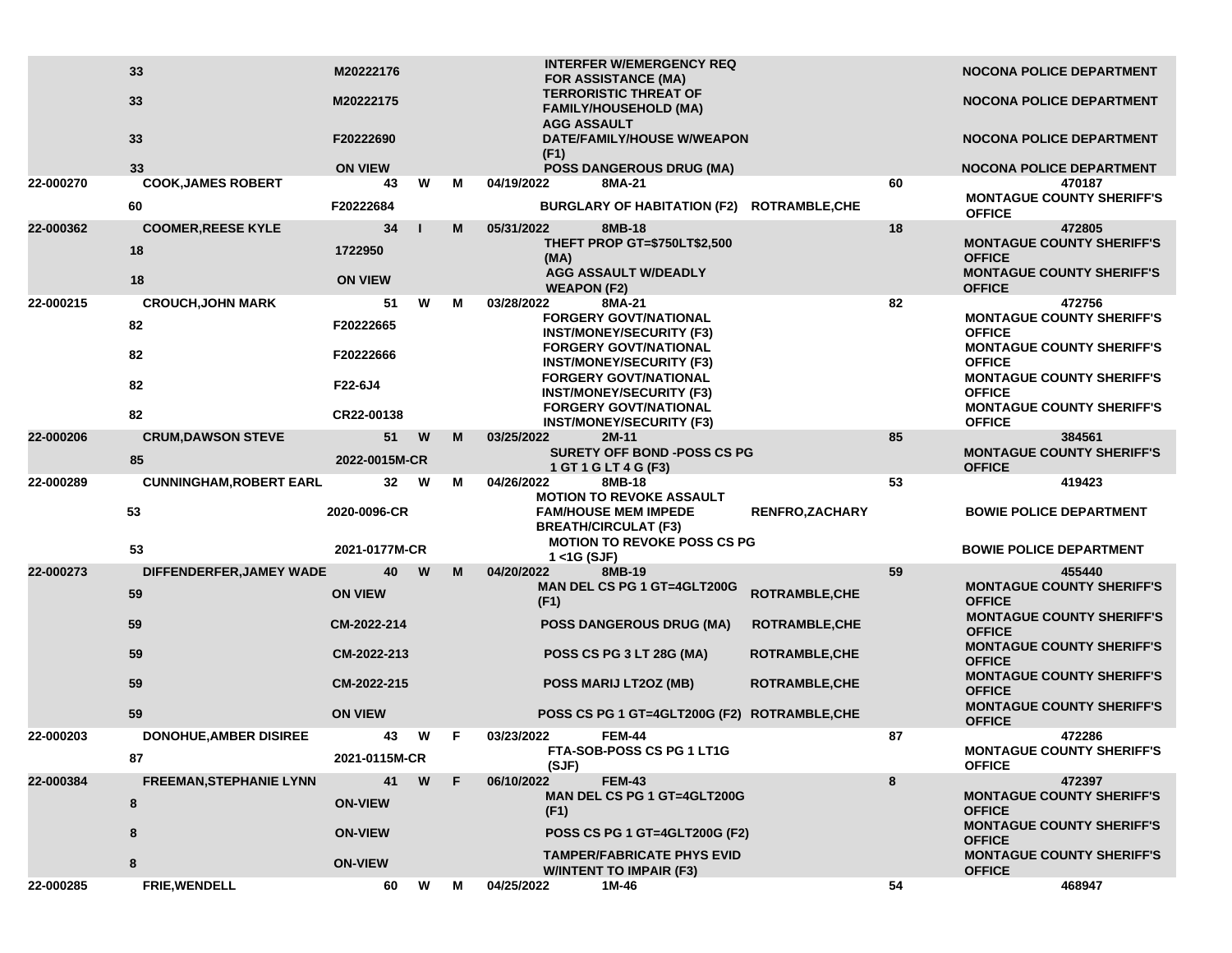| | | | | | | | | | | |
|---|---|---|---|---|---|---|---|---|---|---|
| | 33 | M20222176 | | | | INTERFER W/EMERGENCY REQ FOR ASSISTANCE (MA) | | | NOCONA POLICE DEPARTMENT |
| | 33 | M20222175 | | | | TERRORISTIC THREAT OF FAMILY/HOUSEHOLD (MA) | | | NOCONA POLICE DEPARTMENT |
| | 33 | F20222690 | | | | AGG ASSAULT DATE/FAMILY/HOUSE W/WEAPON (F1) | | | NOCONA POLICE DEPARTMENT |
| | 33 | ON VIEW | | | | POSS DANGEROUS DRUG (MA) | | | NOCONA POLICE DEPARTMENT |
| 22-000270 | COOK,JAMES ROBERT | 43 | W | M | 04/19/2022 | 8MA-21 | | 60 | 470187 |
| | 60 | F20222684 | | | | BURGLARY OF HABITATION (F2) | ROTRAMBLE,CHE | | MONTAGUE COUNTY SHERIFF'S OFFICE |
| 22-000362 | COOMER,REESE KYLE | 34 | I | M | 05/31/2022 | 8MB-18 | | 18 | 472805 |
| | 18 | 1722950 | | | | THEFT PROP GT=$750LT$2,500 (MA) | | | MONTAGUE COUNTY SHERIFF'S OFFICE |
| | 18 | ON VIEW | | | | AGG ASSAULT W/DEADLY WEAPON (F2) | | | MONTAGUE COUNTY SHERIFF'S OFFICE |
| 22-000215 | CROUCH,JOHN MARK | 51 | W | M | 03/28/2022 | 8MA-21 | | 82 | 472756 |
| | 82 | F20222665 | | | | FORGERY GOVT/NATIONAL INST/MONEY/SECURITY (F3) | | | MONTAGUE COUNTY SHERIFF'S OFFICE |
| | 82 | F20222666 | | | | FORGERY GOVT/NATIONAL INST/MONEY/SECURITY (F3) | | | MONTAGUE COUNTY SHERIFF'S OFFICE |
| | 82 | F22-6J4 | | | | FORGERY GOVT/NATIONAL INST/MONEY/SECURITY (F3) | | | MONTAGUE COUNTY SHERIFF'S OFFICE |
| | 82 | CR22-00138 | | | | FORGERY GOVT/NATIONAL INST/MONEY/SECURITY (F3) | | | MONTAGUE COUNTY SHERIFF'S OFFICE |
| 22-000206 | CRUM,DAWSON STEVE | 51 | W | M | 03/25/2022 | 2M-11 | | 85 | 384561 |
| | 85 | 2022-0015M-CR | | | | SURETY OFF BOND -POSS CS PG 1 GT 1 G LT 4 G (F3) | | | MONTAGUE COUNTY SHERIFF'S OFFICE |
| 22-000289 | CUNNINGHAM,ROBERT EARL | 32 | W | M | 04/26/2022 | 8MB-18 | | 53 | 419423 |
| | 53 | 2020-0096-CR | | | | MOTION TO REVOKE ASSAULT FAM/HOUSE MEM IMPEDE BREATH/CIRCULAT (F3) | RENFRO,ZACHARY | | BOWIE POLICE DEPARTMENT |
| | 53 | 2021-0177M-CR | | | | MOTION TO REVOKE POSS CS PG 1 <1G (SJF) | | | BOWIE POLICE DEPARTMENT |
| 22-000273 | DIFFENDERFER,JAMEY WADE | 40 | W | M | 04/20/2022 | 8MB-19 | | 59 | 455440 |
| | 59 | ON VIEW | | | | MAN DEL CS PG 1 GT=4GLT200G (F1) | ROTRAMBLE,CHE | | MONTAGUE COUNTY SHERIFF'S OFFICE |
| | 59 | CM-2022-214 | | | | POSS DANGEROUS DRUG (MA) | ROTRAMBLE,CHE | | MONTAGUE COUNTY SHERIFF'S OFFICE |
| | 59 | CM-2022-213 | | | | POSS CS PG 3 LT 28G (MA) | ROTRAMBLE,CHE | | MONTAGUE COUNTY SHERIFF'S OFFICE |
| | 59 | CM-2022-215 | | | | POSS MARIJ LT2OZ (MB) | ROTRAMBLE,CHE | | MONTAGUE COUNTY SHERIFF'S OFFICE |
| | 59 | ON VIEW | | | | POSS CS PG 1 GT=4GLT200G (F2) | ROTRAMBLE,CHE | | MONTAGUE COUNTY SHERIFF'S OFFICE |
| 22-000203 | DONOHUE,AMBER DISIREE | 43 | W | F | 03/23/2022 | FEM-44 | | 87 | 472286 |
| | 87 | 2021-0115M-CR | | | | FTA-SOB-POSS CS PG 1 LT1G (SJF) | | | MONTAGUE COUNTY SHERIFF'S OFFICE |
| 22-000384 | FREEMAN,STEPHANIE LYNN | 41 | W | F | 06/10/2022 | FEM-43 | | 8 | 472397 |
| | 8 | ON-VIEW | | | | MAN DEL CS PG 1 GT=4GLT200G (F1) | | | MONTAGUE COUNTY SHERIFF'S OFFICE |
| | 8 | ON-VIEW | | | | POSS CS PG 1 GT=4GLT200G (F2) | | | MONTAGUE COUNTY SHERIFF'S OFFICE |
| | 8 | ON-VIEW | | | | TAMPER/FABRICATE PHYS EVID W/INTENT TO IMPAIR (F3) | | | MONTAGUE COUNTY SHERIFF'S OFFICE |
| 22-000285 | FRIE,WENDELL | 60 | W | M | 04/25/2022 | 1M-46 | | 54 | 468947 |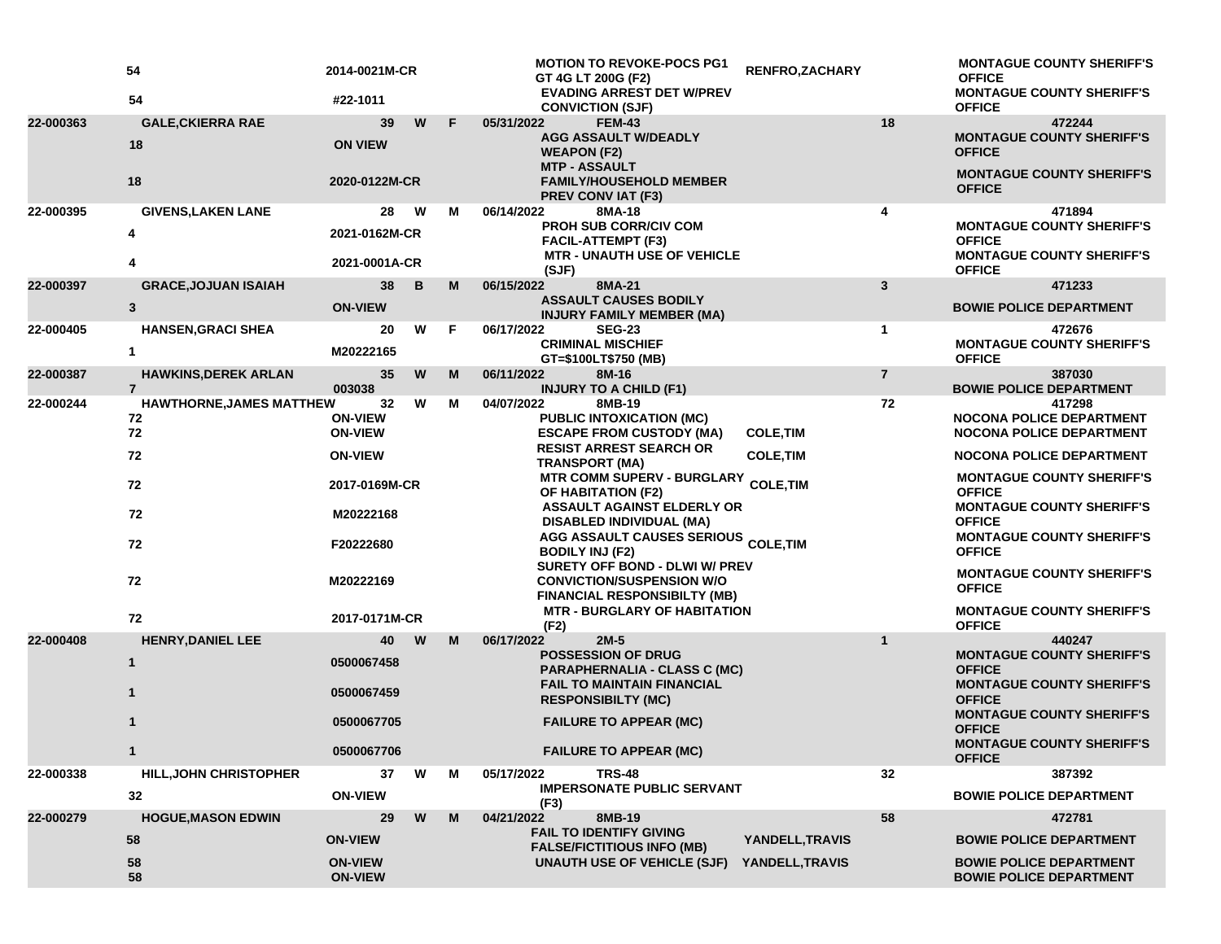|  |  |  |  |  |  |  |  |  |  |
|---|---|---|---|---|---|---|---|---|---|
|  | 54 | 2014-0021M-CR |  |  |  | MOTION TO REVOKE-POCS PG1 GT 4G LT 200G (F2) | RENFRO,ZACHARY |  | MONTAGUE COUNTY SHERIFF'S OFFICE |
|  | 54 | #22-1011 |  |  |  | EVADING ARREST DET W/PREV CONVICTION (SJF) |  |  | MONTAGUE COUNTY SHERIFF'S OFFICE |
| 22-000363 | GALE,CKIERRA RAE | 39 | W | F | 05/31/2022 | FEM-43 |  | 18 | 472244 |
|  | 18 | ON VIEW |  |  |  | AGG ASSAULT W/DEADLY WEAPON (F2) |  |  | MONTAGUE COUNTY SHERIFF'S OFFICE |
|  | 18 | 2020-0122M-CR |  |  |  | MTP - ASSAULT FAMILY/HOUSEHOLD MEMBER PREV CONV IAT (F3) |  |  | MONTAGUE COUNTY SHERIFF'S OFFICE |
| 22-000395 | GIVENS,LAKEN LANE | 28 | W | M | 06/14/2022 | 8MA-18 |  | 4 | 471894 |
|  | 4 | 2021-0162M-CR |  |  |  | PROH SUB CORR/CIV COM FACIL-ATTEMPT (F3) |  |  | MONTAGUE COUNTY SHERIFF'S OFFICE |
|  | 4 | 2021-0001A-CR |  |  |  | MTR - UNAUTH USE OF VEHICLE (SJF) |  |  | MONTAGUE COUNTY SHERIFF'S OFFICE |
| 22-000397 | GRACE,JOJUAN ISAIAH | 38 | B | M | 06/15/2022 | 8MA-21 |  | 3 | 471233 |
|  | 3 | ON-VIEW |  |  |  | ASSAULT CAUSES BODILY INJURY FAMILY MEMBER (MA) |  |  | BOWIE POLICE DEPARTMENT |
| 22-000405 | HANSEN,GRACI SHEA | 20 | W | F | 06/17/2022 | SEG-23 |  | 1 | 472676 |
|  | 1 | M20222165 |  |  |  | CRIMINAL MISCHIEF GT=$100LT$750 (MB) |  |  | MONTAGUE COUNTY SHERIFF'S OFFICE |
| 22-000387 | HAWKINS,DEREK ARLAN | 35 | W | M | 06/11/2022 | 8M-16 |  | 7 | 387030 |
|  | 7 | 003038 |  |  |  | INJURY TO A CHILD (F1) |  |  | BOWIE POLICE DEPARTMENT |
| 22-000244 | HAWTHORNE,JAMES MATTHEW | 32 | W | M | 04/07/2022 | 8MB-19 |  | 72 | 417298 |
|  | 72 | ON-VIEW |  |  |  | PUBLIC INTOXICATION (MC) |  |  | NOCONA POLICE DEPARTMENT |
|  | 72 | ON-VIEW |  |  |  | ESCAPE FROM CUSTODY (MA) | COLE,TIM |  | NOCONA POLICE DEPARTMENT |
|  | 72 | ON-VIEW |  |  |  | RESIST ARREST SEARCH OR TRANSPORT (MA) | COLE,TIM |  | NOCONA POLICE DEPARTMENT |
|  | 72 | 2017-0169M-CR |  |  |  | MTR COMM SUPERV - BURGLARY OF HABITATION (F2) | COLE,TIM |  | MONTAGUE COUNTY SHERIFF'S OFFICE |
|  | 72 | M20222168 |  |  |  | ASSAULT AGAINST ELDERLY OR DISABLED INDIVIDUAL (MA) |  |  | MONTAGUE COUNTY SHERIFF'S OFFICE |
|  | 72 | F20222680 |  |  |  | AGG ASSAULT CAUSES SERIOUS BODILY INJ (F2) | COLE,TIM |  | MONTAGUE COUNTY SHERIFF'S OFFICE |
|  | 72 | M20222169 |  |  |  | SURETY OFF BOND - DLWI W/ PREV CONVICTION/SUSPENSION W/O FINANCIAL RESPONSIBILTY (MB) |  |  | MONTAGUE COUNTY SHERIFF'S OFFICE |
|  | 72 | 2017-0171M-CR |  |  |  | MTR - BURGLARY OF HABITATION (F2) |  |  | MONTAGUE COUNTY SHERIFF'S OFFICE |
| 22-000408 | HENRY,DANIEL LEE | 40 | W | M | 06/17/2022 | 2M-5 |  | 1 | 440247 |
|  | 1 | 0500067458 |  |  |  | POSSESSION OF DRUG PARAPHERNALIA - CLASS C (MC) |  |  | MONTAGUE COUNTY SHERIFF'S OFFICE |
|  | 1 | 0500067459 |  |  |  | FAIL TO MAINTAIN FINANCIAL RESPONSIBILTY (MC) |  |  | MONTAGUE COUNTY SHERIFF'S OFFICE |
|  | 1 | 0500067705 |  |  |  | FAILURE TO APPEAR (MC) |  |  | MONTAGUE COUNTY SHERIFF'S OFFICE |
|  | 1 | 0500067706 |  |  |  | FAILURE TO APPEAR (MC) |  |  | MONTAGUE COUNTY SHERIFF'S OFFICE |
| 22-000338 | HILL,JOHN CHRISTOPHER | 37 | W | M | 05/17/2022 | TRS-48 |  | 32 | 387392 |
|  | 32 | ON-VIEW |  |  |  | IMPERSONATE PUBLIC SERVANT (F3) |  |  | BOWIE POLICE DEPARTMENT |
| 22-000279 | HOGUE,MASON EDWIN | 29 | W | M | 04/21/2022 | 8MB-19 |  | 58 | 472781 |
|  | 58 | ON-VIEW |  |  |  | FAIL TO IDENTIFY GIVING FALSE/FICTITIOUS INFO (MB) | YANDELL,TRAVIS |  | BOWIE POLICE DEPARTMENT |
|  | 58 | ON-VIEW |  |  |  | UNAUTH USE OF VEHICLE (SJF) | YANDELL,TRAVIS |  | BOWIE POLICE DEPARTMENT |
|  | 58 | ON-VIEW |  |  |  |  |  |  | BOWIE POLICE DEPARTMENT |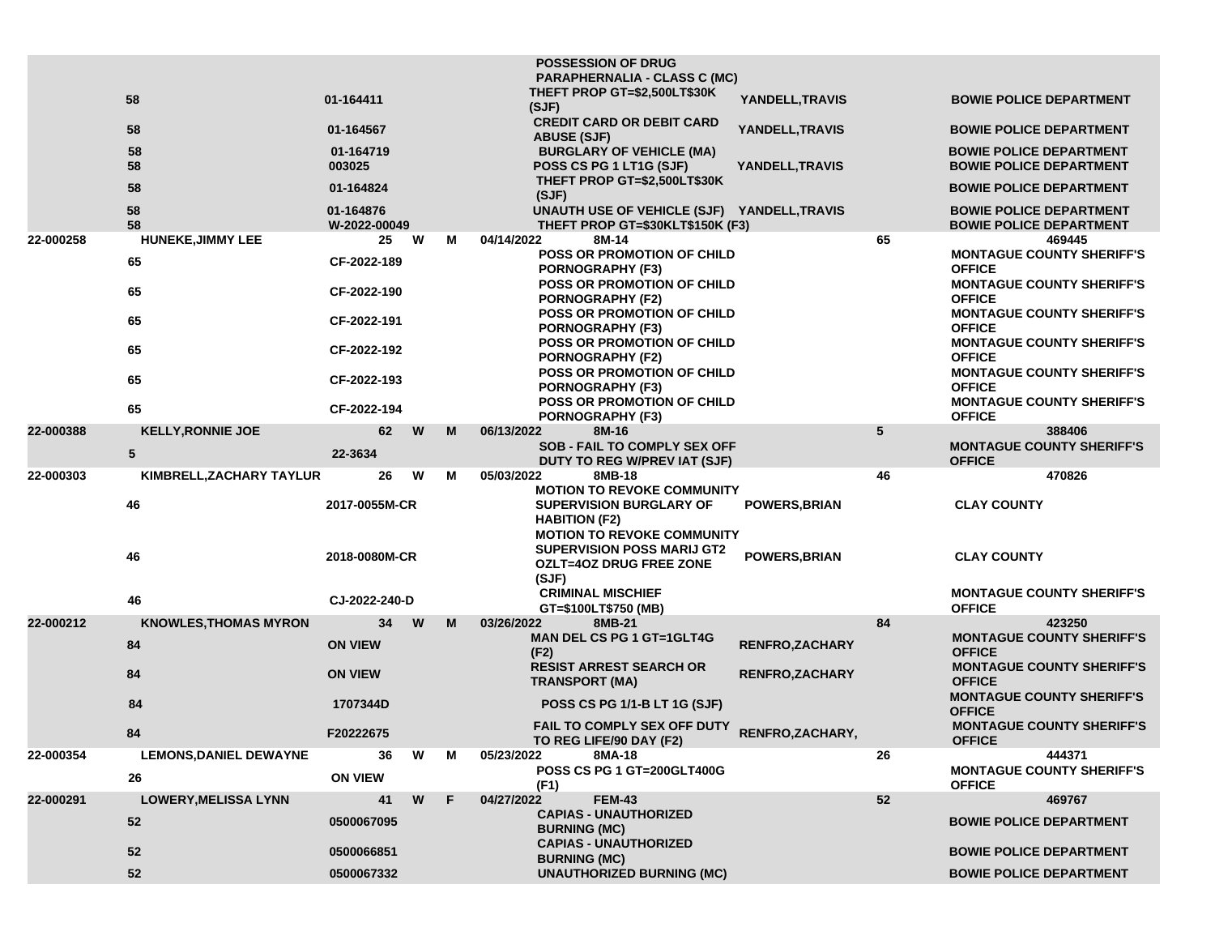| | | | | | | | | | |
|---|---|---|---|---|---|---|---|---|---|
| | | | | | | POSSESSION OF DRUG PARAPHERNALIA - CLASS C (MC) | | | |
| | 58 | 01-164411 | | | | THEFT PROP GT=$2,500LT$30K (SJF) | YANDELL,TRAVIS | | BOWIE POLICE DEPARTMENT |
| | 58 | 01-164567 | | | | CREDIT CARD OR DEBIT CARD ABUSE (SJF) | YANDELL,TRAVIS | | BOWIE POLICE DEPARTMENT |
| | 58 | 01-164719 | | | | BURGLARY OF VEHICLE (MA) | | | BOWIE POLICE DEPARTMENT |
| | 58 | 003025 | | | | POSS CS PG 1 LT1G (SJF) | YANDELL,TRAVIS | | BOWIE POLICE DEPARTMENT |
| | 58 | 01-164824 | | | | THEFT PROP GT=$2,500LT$30K (SJF) | | | BOWIE POLICE DEPARTMENT |
| | 58 | 01-164876 | | | | UNAUTH USE OF VEHICLE (SJF) | YANDELL,TRAVIS | | BOWIE POLICE DEPARTMENT |
| | 58 | W-2022-00049 | | | | THEFT PROP GT=$30KLT$150K (F3) | | | BOWIE POLICE DEPARTMENT |
| 22-000258 | HUNEKE,JIMMY LEE | 25 | W | M | 04/14/2022 | 8M-14 | | 65 | 469445 |
| | 65 | CF-2022-189 | | | | POSS OR PROMOTION OF CHILD PORNOGRAPHY (F3) | | | MONTAGUE COUNTY SHERIFF'S OFFICE |
| | 65 | CF-2022-190 | | | | POSS OR PROMOTION OF CHILD PORNOGRAPHY (F2) | | | MONTAGUE COUNTY SHERIFF'S OFFICE |
| | 65 | CF-2022-191 | | | | POSS OR PROMOTION OF CHILD PORNOGRAPHY (F3) | | | MONTAGUE COUNTY SHERIFF'S OFFICE |
| | 65 | CF-2022-192 | | | | POSS OR PROMOTION OF CHILD PORNOGRAPHY (F2) | | | MONTAGUE COUNTY SHERIFF'S OFFICE |
| | 65 | CF-2022-193 | | | | POSS OR PROMOTION OF CHILD PORNOGRAPHY (F3) | | | MONTAGUE COUNTY SHERIFF'S OFFICE |
| | 65 | CF-2022-194 | | | | POSS OR PROMOTION OF CHILD PORNOGRAPHY (F3) | | | MONTAGUE COUNTY SHERIFF'S OFFICE |
| 22-000388 | KELLY,RONNIE JOE | 62 | W | M | 06/13/2022 | 8M-16 | | 5 | 388406 |
| | 5 | 22-3634 | | | | SOB - FAIL TO COMPLY SEX OFF DUTY TO REG W/PREV IAT (SJF) | | | MONTAGUE COUNTY SHERIFF'S OFFICE |
| 22-000303 | KIMBRELL,ZACHARY TAYLUR | 26 | W | M | 05/03/2022 | 8MB-18 | | 46 | 470826 |
| | 46 | 2017-0055M-CR | | | | MOTION TO REVOKE COMMUNITY SUPERVISION BURGLARY OF HABITION (F2) | POWERS,BRIAN | | CLAY COUNTY |
| | 46 | 2018-0080M-CR | | | | MOTION TO REVOKE COMMUNITY SUPERVISION POSS MARIJ GT2 OZLT=4OZ DRUG FREE ZONE (SJF) | POWERS,BRIAN | | CLAY COUNTY |
| | 46 | CJ-2022-240-D | | | | CRIMINAL MISCHIEF GT=$100LT$750 (MB) | | | MONTAGUE COUNTY SHERIFF'S OFFICE |
| 22-000212 | KNOWLES,THOMAS MYRON | 34 | W | M | 03/26/2022 | 8MB-21 | | 84 | 423250 |
| | 84 | ON VIEW | | | | MAN DEL CS PG 1 GT=1GLT4G (F2) | RENFRO,ZACHARY | | MONTAGUE COUNTY SHERIFF'S OFFICE |
| | 84 | ON VIEW | | | | RESIST ARREST SEARCH OR TRANSPORT (MA) | RENFRO,ZACHARY | | MONTAGUE COUNTY SHERIFF'S OFFICE |
| | 84 | 1707344D | | | | POSS CS PG 1/1-B LT 1G (SJF) | | | MONTAGUE COUNTY SHERIFF'S OFFICE |
| | 84 | F20222675 | | | | FAIL TO COMPLY SEX OFF DUTY TO REG LIFE/90 DAY (F2) | RENFRO,ZACHARY, | | MONTAGUE COUNTY SHERIFF'S OFFICE |
| 22-000354 | LEMONS,DANIEL DEWAYNE | 36 | W | M | 05/23/2022 | 8MA-18 | | 26 | 444371 |
| | 26 | ON VIEW | | | | POSS CS PG 1 GT=200GLT400G (F1) | | | MONTAGUE COUNTY SHERIFF'S OFFICE |
| 22-000291 | LOWERY,MELISSA LYNN | 41 | W | F | 04/27/2022 | FEM-43 | | 52 | 469767 |
| | 52 | 0500067095 | | | | CAPIAS - UNAUTHORIZED BURNING (MC) | | | BOWIE POLICE DEPARTMENT |
| | 52 | 0500066851 | | | | CAPIAS - UNAUTHORIZED BURNING (MC) | | | BOWIE POLICE DEPARTMENT |
| | 52 | 0500067332 | | | | UNAUTHORIZED BURNING (MC) | | | BOWIE POLICE DEPARTMENT |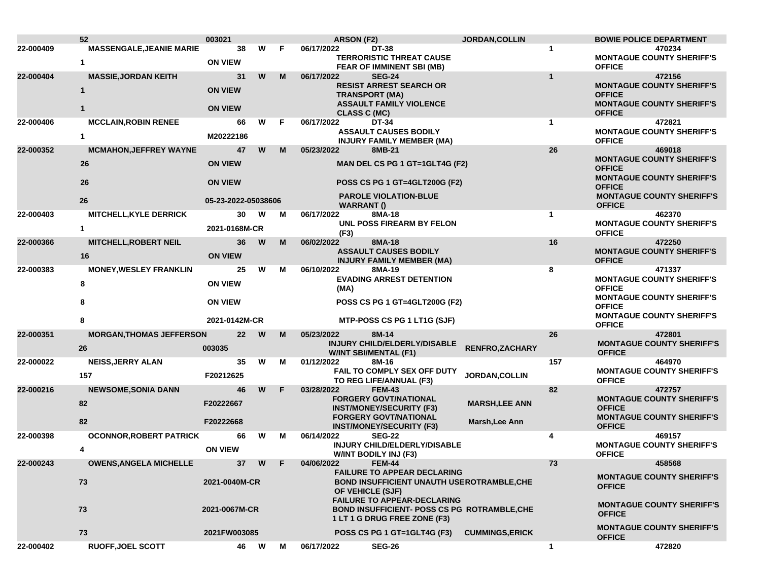| | | | | | | | | | | |
|---|---|---|---|---|---|---|---|---|---|---|
| | 52 | 003021 | | | | ARSON (F2) | JORDAN,COLLIN | | BOWIE POLICE DEPARTMENT | |
| 22-000409 | MASSENGALE,JEANIE MARIE | 38 | W | F | 06/17/2022 | DT-38 | | 1 | 470234 | |
| | 1 | ON VIEW | | | | TERRORISTIC THREAT CAUSE FEAR OF IMMINENT SBI (MB) | | | MONTAGUE COUNTY SHERIFF'S OFFICE | |
| 22-000404 | MASSIE,JORDAN KEITH | 31 | W | M | 06/17/2022 | SEG-24 | | 1 | 472156 | |
| | 1 | ON VIEW | | | | RESIST ARREST SEARCH OR TRANSPORT (MA) | | | MONTAGUE COUNTY SHERIFF'S OFFICE | |
| | 1 | ON VIEW | | | | ASSAULT FAMILY VIOLENCE CLASS C (MC) | | | MONTAGUE COUNTY SHERIFF'S OFFICE | |
| 22-000406 | MCCLAIN,ROBIN RENEE | 66 | W | F | 06/17/2022 | DT-34 | | 1 | 472821 | |
| | 1 | M20222186 | | | | ASSAULT CAUSES BODILY INJURY FAMILY MEMBER (MA) | | | MONTAGUE COUNTY SHERIFF'S OFFICE | |
| 22-000352 | MCMAHON,JEFFREY WAYNE | 47 | W | M | 05/23/2022 | 8MB-21 | | 26 | 469018 | |
| | 26 | ON VIEW | | | | MAN DEL CS PG 1 GT=1GLT4G (F2) | | | MONTAGUE COUNTY SHERIFF'S OFFICE | |
| | 26 | ON VIEW | | | | POSS CS PG 1 GT=4GLT200G (F2) | | | MONTAGUE COUNTY SHERIFF'S OFFICE | |
| | 26 | 05-23-2022-05038606 | | | | PAROLE VIOLATION-BLUE WARRANT () | | | MONTAGUE COUNTY SHERIFF'S OFFICE | |
| 22-000403 | MITCHELL,KYLE DERRICK | 30 | W | M | 06/17/2022 | 8MA-18 | | 1 | 462370 | |
| | 1 | 2021-0168M-CR | | | | UNL POSS FIREARM BY FELON (F3) | | | MONTAGUE COUNTY SHERIFF'S OFFICE | |
| 22-000366 | MITCHELL,ROBERT NEIL | 36 | W | M | 06/02/2022 | 8MA-18 | | 16 | 472250 | |
| | 16 | ON VIEW | | | | ASSAULT CAUSES BODILY INJURY FAMILY MEMBER (MA) | | | MONTAGUE COUNTY SHERIFF'S OFFICE | |
| 22-000383 | MONEY,WESLEY FRANKLIN | 25 | W | M | 06/10/2022 | 8MA-19 | | 8 | 471337 | |
| | 8 | ON VIEW | | | | EVADING ARREST DETENTION (MA) | | | MONTAGUE COUNTY SHERIFF'S OFFICE | |
| | 8 | ON VIEW | | | | POSS CS PG 1 GT=4GLT200G (F2) | | | MONTAGUE COUNTY SHERIFF'S OFFICE | |
| | 8 | 2021-0142M-CR | | | | MTP-POSS CS PG 1 LT1G (SJF) | | | MONTAGUE COUNTY SHERIFF'S OFFICE | |
| 22-000351 | MORGAN,THOMAS JEFFERSON | 22 | W | M | 05/23/2022 | 8M-14 | | 26 | 472801 | |
| | 26 | 003035 | | | | INJURY CHILD/ELDERLY/DISABLE W/INT SBI/MENTAL (F1) | RENFRO,ZACHARY | | MONTAGUE COUNTY SHERIFF'S OFFICE | |
| 22-000022 | NEISS,JERRY ALAN | 35 | W | M | 01/12/2022 | 8M-16 | | 157 | 464970 | |
| | 157 | F20212625 | | | | FAIL TO COMPLY SEX OFF DUTY TO REG LIFE/ANNUAL (F3) | JORDAN,COLLIN | | MONTAGUE COUNTY SHERIFF'S OFFICE | |
| 22-000216 | NEWSOME,SONIA DANN | 46 | W | F | 03/28/2022 | FEM-43 | | 82 | 472757 | |
| | 82 | F20222667 | | | | FORGERY GOVT/NATIONAL INST/MONEY/SECURITY (F3) | MARSH,LEE ANN | | MONTAGUE COUNTY SHERIFF'S OFFICE | |
| | 82 | F20222668 | | | | FORGERY GOVT/NATIONAL INST/MONEY/SECURITY (F3) | Marsh,Lee Ann | | MONTAGUE COUNTY SHERIFF'S OFFICE | |
| 22-000398 | OCONNOR,ROBERT PATRICK | 66 | W | M | 06/14/2022 | SEG-22 | | 4 | 469157 | |
| | 4 | ON VIEW | | | | INJURY CHILD/ELDERLY/DISABLE W/INT BODILY INJ (F3) | | | MONTAGUE COUNTY SHERIFF'S OFFICE | |
| 22-000243 | OWENS,ANGELA MICHELLE | 37 | W | F | 04/06/2022 | FEM-44 | | 73 | 458568 | |
| | 73 | 2021-0040M-CR | | | | FAILURE TO APPEAR DECLARING BOND INSUFFICIENT UNAUTH USE OF VEHICLE (SJF) | ROTRAMBLE,CHE | | MONTAGUE COUNTY SHERIFF'S OFFICE | |
| | 73 | 2021-0067M-CR | | | | FAILURE TO APPEAR-DECLARING BOND INSUFFICIENT- POSS CS PG 1 LT 1 G DRUG FREE ZONE (F3) | ROTRAMBLE,CHE | | MONTAGUE COUNTY SHERIFF'S OFFICE | |
| | 73 | 2021FW003085 | | | | POSS CS PG 1 GT=1GLT4G (F3) | CUMMINGS,ERICK | | MONTAGUE COUNTY SHERIFF'S OFFICE | |
| 22-000402 | RUOFF,JOEL SCOTT | 46 | W | M | 06/17/2022 | SEG-26 | | 1 | 472820 | |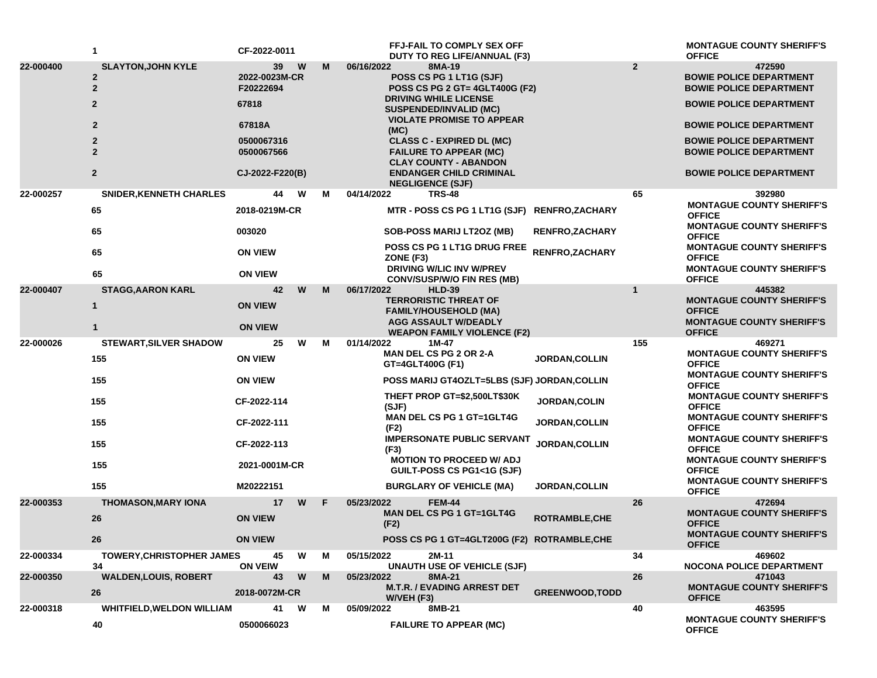| | | | | | | | | | |
|---|---|---|---|---|---|---|---|---|---|
| | 1 | CF-2022-0011 | | | | FFJ-FAIL TO COMPLY SEX OFF DUTY TO REG LIFE/ANNUAL (F3) | | | MONTAGUE COUNTY SHERIFF'S OFFICE |
| 22-000400 | SLAYTON,JOHN KYLE | 39 | W | M | 06/16/2022 | 8MA-19 | | 2 | 472590 |
| | 2 | 2022-0023M-CR | | | | POSS CS PG 1 LT1G (SJF) | | | BOWIE POLICE DEPARTMENT |
| | 2 | F20222694 | | | | POSS CS PG 2 GT= 4GLT400G (F2) | | | BOWIE POLICE DEPARTMENT |
| | 2 | 67818 | | | | DRIVING WHILE LICENSE SUSPENDED/INVALID (MC) | | | BOWIE POLICE DEPARTMENT |
| | 2 | 67818A | | | | VIOLATE PROMISE TO APPEAR (MC) | | | BOWIE POLICE DEPARTMENT |
| | 2 | 0500067316 | | | | CLASS C - EXPIRED DL (MC) | | | BOWIE POLICE DEPARTMENT |
| | 2 | 0500067566 | | | | FAILURE TO APPEAR (MC) | | | BOWIE POLICE DEPARTMENT |
| | 2 | CJ-2022-F220(B) | | | | CLAY COUNTY - ABANDON ENDANGER CHILD CRIMINAL NEGLIGENCE (SJF) | | | BOWIE POLICE DEPARTMENT |
| 22-000257 | SNIDER,KENNETH CHARLES | 44 | W | M | 04/14/2022 | TRS-48 | | 65 | 392980 |
| | 65 | 2018-0219M-CR | | | | MTR - POSS CS PG 1 LT1G (SJF) | RENFRO,ZACHARY | | MONTAGUE COUNTY SHERIFF'S OFFICE |
| | 65 | 003020 | | | | SOB-POSS MARIJ LT2OZ (MB) | RENFRO,ZACHARY | | MONTAGUE COUNTY SHERIFF'S OFFICE |
| | 65 | ON VIEW | | | | POSS CS PG 1 LT1G DRUG FREE ZONE (F3) | RENFRO,ZACHARY | | MONTAGUE COUNTY SHERIFF'S OFFICE |
| | 65 | ON VIEW | | | | DRIVING W/LIC INV W/PREV CONV/SUSP/W/O FIN RES (MB) | | | MONTAGUE COUNTY SHERIFF'S OFFICE |
| 22-000407 | STAGG,AARON KARL | 42 | W | M | 06/17/2022 | HLD-39 | | 1 | 445382 |
| | 1 | ON VIEW | | | | TERRORISTIC THREAT OF FAMILY/HOUSEHOLD (MA) | | | MONTAGUE COUNTY SHERIFF'S OFFICE |
| | 1 | ON VIEW | | | | AGG ASSAULT W/DEADLY WEAPON FAMILY VIOLENCE (F2) | | | MONTAGUE COUNTY SHERIFF'S OFFICE |
| 22-000026 | STEWART,SILVER SHADOW | 25 | W | M | 01/14/2022 | 1M-47 | | 155 | 469271 |
| | 155 | ON VIEW | | | | MAN DEL CS PG 2 OR 2-A GT=4GLT400G (F1) | JORDAN,COLLIN | | MONTAGUE COUNTY SHERIFF'S OFFICE |
| | 155 | ON VIEW | | | | POSS MARIJ GT4OZLT=5LBS (SJF) | JORDAN,COLLIN | | MONTAGUE COUNTY SHERIFF'S OFFICE |
| | 155 | CF-2022-114 | | | | THEFT PROP GT=$2,500LT$30K (SJF) | JORDAN,COLIN | | MONTAGUE COUNTY SHERIFF'S OFFICE |
| | 155 | CF-2022-111 | | | | MAN DEL CS PG 1 GT=1GLT4G (F2) | JORDAN,COLLIN | | MONTAGUE COUNTY SHERIFF'S OFFICE |
| | 155 | CF-2022-113 | | | | IMPERSONATE PUBLIC SERVANT (F3) | JORDAN,COLLIN | | MONTAGUE COUNTY SHERIFF'S OFFICE |
| | 155 | 2021-0001M-CR | | | | MOTION TO PROCEED W/ ADJ GUILT-POSS CS PG1<1G (SJF) | | | MONTAGUE COUNTY SHERIFF'S OFFICE |
| | 155 | M20222151 | | | | BURGLARY OF VEHICLE (MA) | JORDAN,COLLIN | | MONTAGUE COUNTY SHERIFF'S OFFICE |
| 22-000353 | THOMASON,MARY IONA | 17 | W | F | 05/23/2022 | FEM-44 | | 26 | 472694 |
| | 26 | ON VIEW | | | | MAN DEL CS PG 1 GT=1GLT4G (F2) | ROTRAMBLE,CHE | | MONTAGUE COUNTY SHERIFF'S OFFICE |
| | 26 | ON VIEW | | | | POSS CS PG 1 GT=4GLT200G (F2) | ROTRAMBLE,CHE | | MONTAGUE COUNTY SHERIFF'S OFFICE |
| 22-000334 | TOWERY,CHRISTOPHER JAMES | 45 | W | M | 05/15/2022 | 2M-11 | | 34 | 469602 |
| | 34 | ON VEIW | | | | UNAUTH USE OF VEHICLE (SJF) | | | NOCONA POLICE DEPARTMENT |
| 22-000350 | WALDEN,LOUIS, ROBERT | 43 | W | M | 05/23/2022 | 8MA-21 | | 26 | 471043 |
| | 26 | 2018-0072M-CR | | | | M.T.R. / EVADING ARREST DET W/VEH (F3) | GREENWOOD,TODD | | MONTAGUE COUNTY SHERIFF'S OFFICE |
| 22-000318 | WHITFIELD,WELDON WILLIAM | 41 | W | M | 05/09/2022 | 8MB-21 | | 40 | 463595 |
| | 40 | 0500066023 | | | | FAILURE TO APPEAR (MC) | | | MONTAGUE COUNTY SHERIFF'S OFFICE |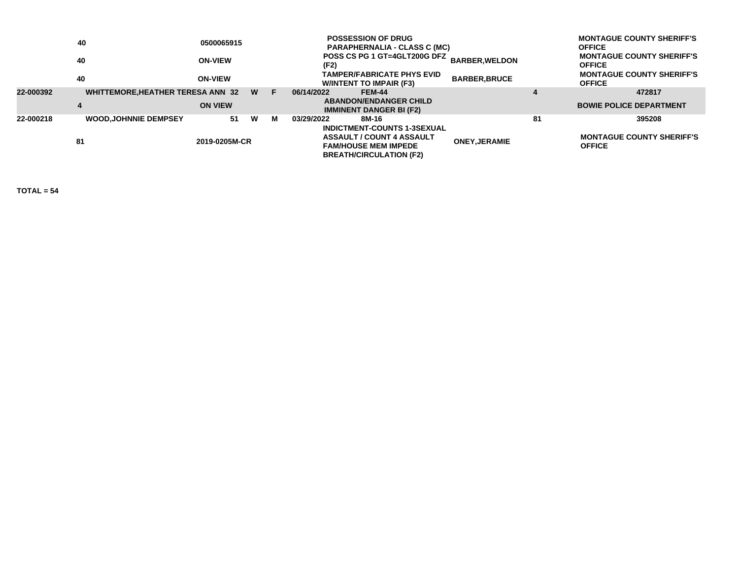| | | | | | | | | | | |
|---|---|---|---|---|---|---|---|---|---|---|
| | 40 | | 0500065915 | | | | POSSESSION OF DRUG PARAPHERNALIA - CLASS C (MC) | | | MONTAGUE COUNTY SHERIFF'S OFFICE |
| | 40 | | ON-VIEW | | | | POSS CS PG 1 GT=4GLT200G DFZ (F2) | BARBER,WELDON | | MONTAGUE COUNTY SHERIFF'S OFFICE |
| | 40 | | ON-VIEW | | | | TAMPER/FABRICATE PHYS EVID W/INTENT TO IMPAIR (F3) | BARBER,BRUCE | | MONTAGUE COUNTY SHERIFF'S OFFICE |
| 22-000392 | WHITTEMORE,HEATHER TERESA ANN | 32 | | W | F | 06/14/2022 | FEM-44 | | 4 | 472817 |
| | 4 | | ON VIEW | | | | ABANDON/ENDANGER CHILD IMMINENT DANGER BI (F2) | | | BOWIE POLICE DEPARTMENT |
| 22-000218 | WOOD,JOHNNIE DEMPSEY | 51 | | W | M | 03/29/2022 | 8M-16 | | 81 | 395208 |
| | 81 | | 2019-0205M-CR | | | | INDICTMENT-COUNTS 1-3SEXUAL ASSAULT / COUNT 4 ASSAULT FAM/HOUSE MEM IMPEDE BREATH/CIRCULATION (F2) | ONEY,JERAMIE | | MONTAGUE COUNTY SHERIFF'S OFFICE |

TOTAL = 54